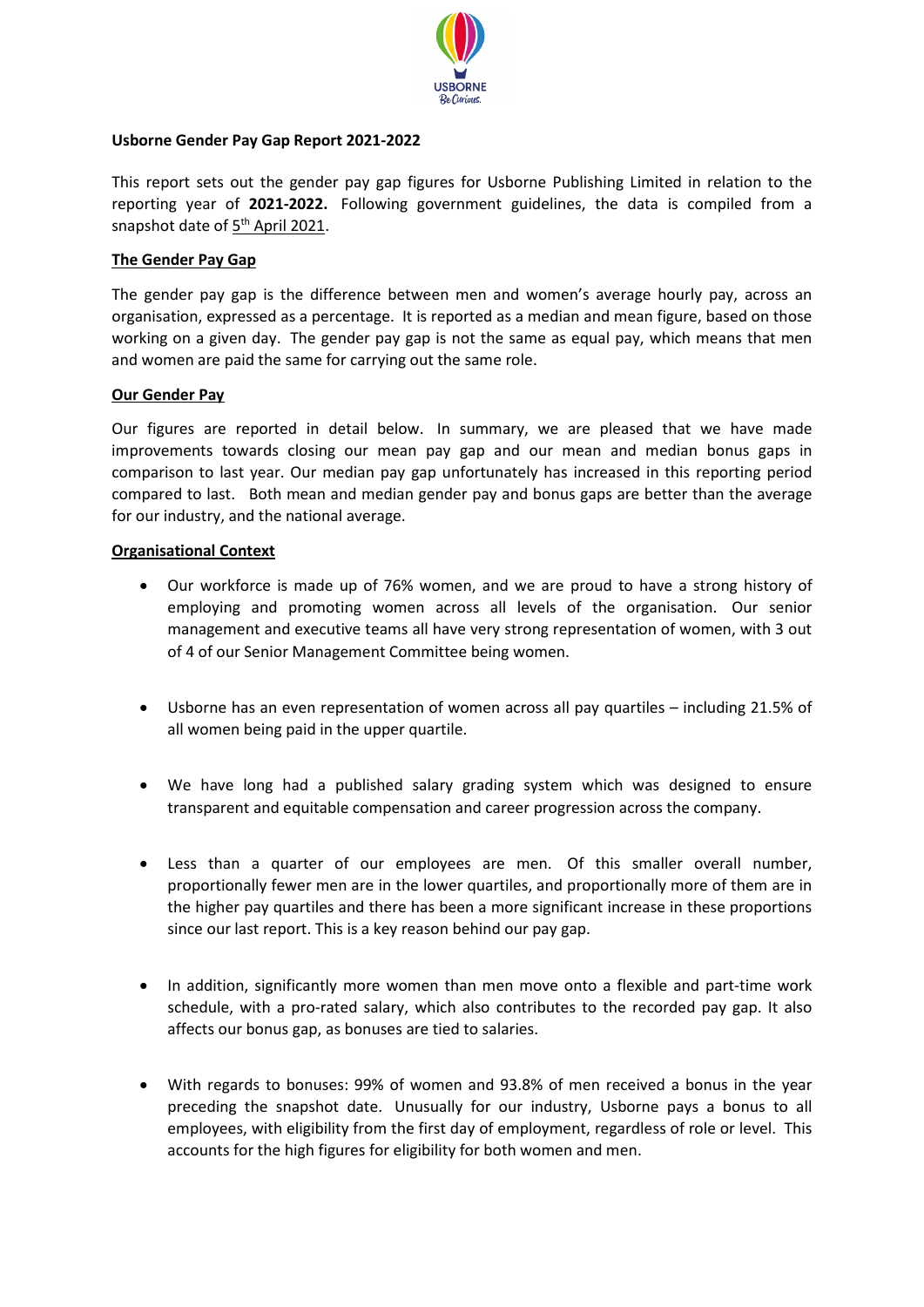**Usborne Gender Pay Gap Report 2021-2022**

This report sets out the gender pay gap figures for Usborne Publishing Limited in relation to the reporting year of **2021-2022.** Following government guidelines, the data is compiled from a snapshot date of 5th April 2021.

## The Gender Pay Gap

The gender pay gap is the difference between men and women's average hourly pay, across an organisation, expressed as a percentage. It is reported as a median and mean figure, based on those working on a given day. The gender pay gap is not the same as equal pay, which means that men and women are paid the same for carrying out the same role.

## Our Gender Pay

Our figures are reported in detail below. In summary, we are pleased that we have made improvements towards closing our mean pay gap and our mean and median bonus gaps in comparison to last year. Our median pay gap unfortunately has increased in this reporting period compared to last. Both mean and median gender pay and bonus gaps are better than the average for our industry, and the national average.

## Organisational Context

- Our workforce is made up of 76% women, and we are proud to have a strong history of employing and promoting women across all levels of the organisation. Our senior management and executive teams all have very strong representation of women, with 3 out of 4 of our Senior Management Committee being women.

- Usborne has an even representation of women across all pay quartiles – including 21.5% of all women being paid in the upper quartile.

- We have long had a published salary grading system which was designed to ensure transparent and equitable compensation and career progression across the company.

- Less than a quarter of our employees are men. Of this smaller overall number, proportionally fewer men are in the lower quartiles, and proportionally more of them are in the higher pay quartiles and there has been a more significant increase in these proportions since our last report. This is a key reason behind our pay gap.

- In addition, significantly more women than men move onto a flexible and part-time work schedule, with a pro-rated salary, which also contributes to the recorded pay gap. It also affects our bonus gap, as bonuses are tied to salaries.

- With regards to bonuses: 99% of women and 93.8% of men received a bonus in the year preceding the snapshot date. Unusually for our industry, Usborne pays a bonus to all employees, with eligibility from the first day of employment, regardless of role or level. This accounts for the high figures for eligibility for both women and men.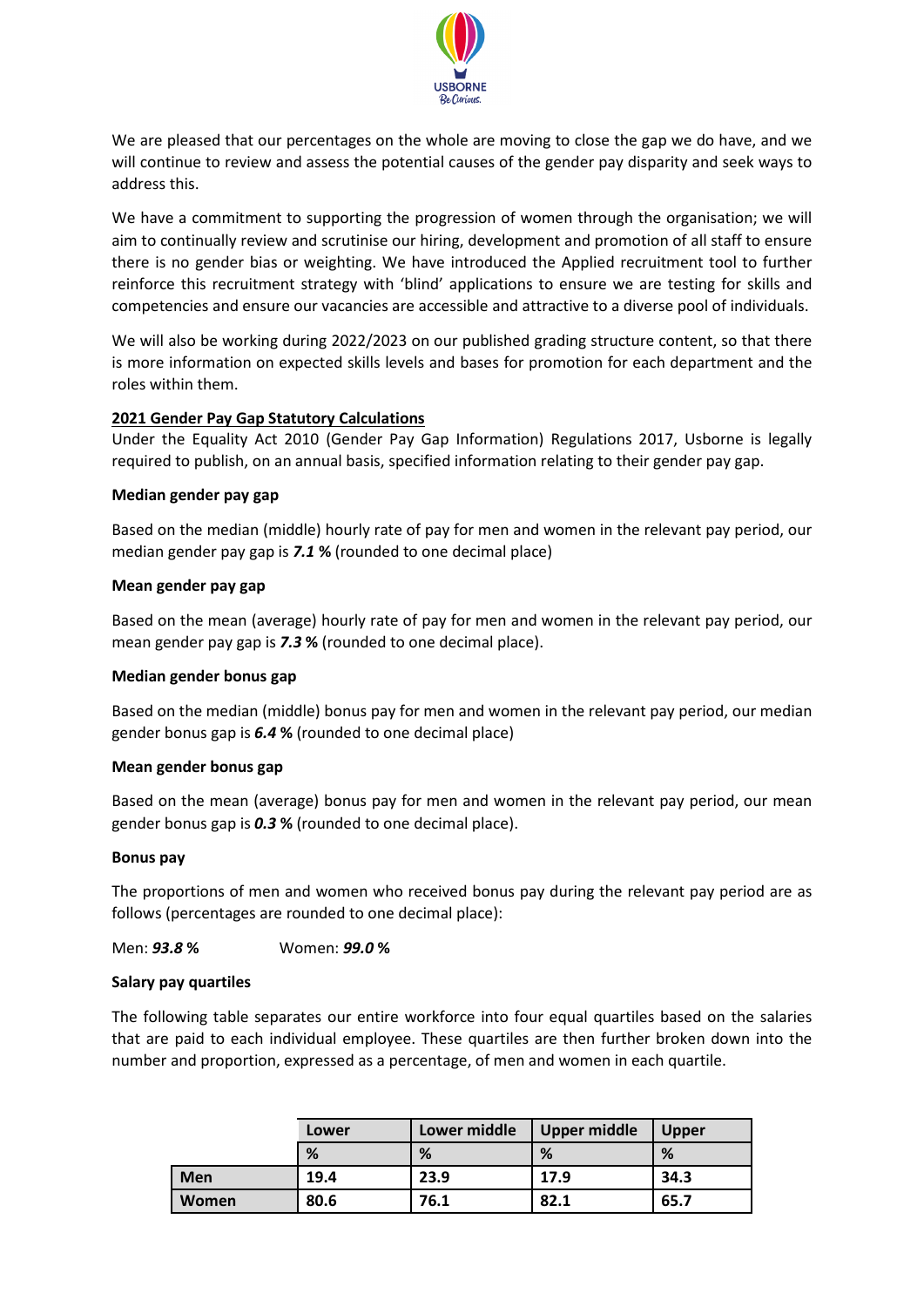We are pleased that our percentages on the whole are moving to close the gap we do have, and we will continue to review and assess the potential causes of the gender pay disparity and seek ways to address this.

We have a commitment to supporting the progression of women through the organisation; we will aim to continually review and scrutinise our hiring, development and promotion of all staff to ensure there is no gender bias or weighting. We have introduced the Applied recruitment tool to further reinforce this recruitment strategy with 'blind' applications to ensure we are testing for skills and competencies and ensure our vacancies are accessible and attractive to a diverse pool of individuals.

We will also be working during 2022/2023 on our published grading structure content, so that there is more information on expected skills levels and bases for promotion for each department and the roles within them.

**2021 Gender Pay Gap Statutory Calculations**

Under the Equality Act 2010 (Gender Pay Gap Information) Regulations 2017, Usborne is legally required to publish, on an annual basis, specified information relating to their gender pay gap.

**Median gender pay gap**

Based on the median (middle) hourly rate of pay for men and women in the relevant pay period, our median gender pay gap is ***7.1 %*** (rounded to one decimal place)

**Mean gender pay gap**

Based on the mean (average) hourly rate of pay for men and women in the relevant pay period, our mean gender pay gap is ***7.3 %*** (rounded to one decimal place).

**Median gender bonus gap**

Based on the median (middle) bonus pay for men and women in the relevant pay period, our median gender bonus gap is ***6.4 %*** (rounded to one decimal place)

**Mean gender bonus gap**

Based on the mean (average) bonus pay for men and women in the relevant pay period, our mean gender bonus gap is ***0.3 %*** (rounded to one decimal place).

**Bonus pay**

The proportions of men and women who received bonus pay during the relevant pay period are as follows (percentages are rounded to one decimal place):

Men: ***93.8 %*** Women: ***99.0 %***

**Salary pay quartiles**

The following table separates our entire workforce into four equal quartiles based on the salaries that are paid to each individual employee. These quartiles are then further broken down into the number and proportion, expressed as a percentage, of men and women in each quartile.

| | Lower | Lower middle | Upper middle | Upper |
|---|---|---|---|---|
| | % | % | % | % |
| Men | 19.4 | 23.9 | 17.9 | 34.3 |
| Women | 80.6 | 76.1 | 82.1 | 65.7 |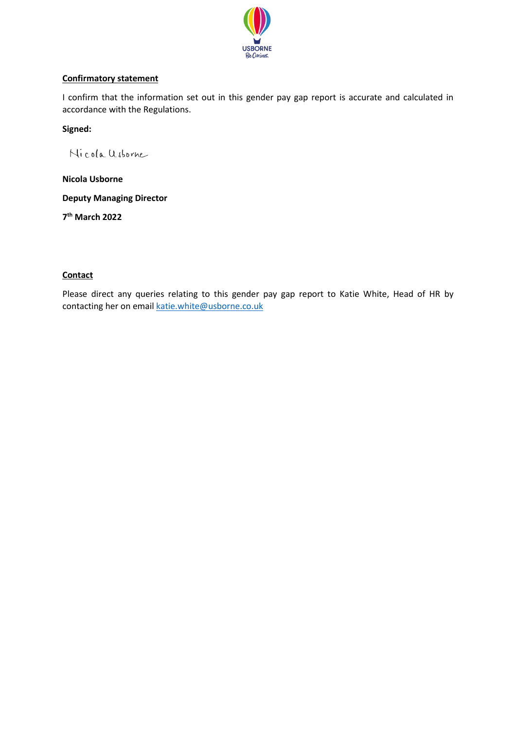**Confirmatory statement**

I confirm that the information set out in this gender pay gap report is accurate and calculated in accordance with the Regulations.

**Signed:**

Nicola Usborne

**Nicola Usborne**

**Deputy Managing Director**

**7th March 2022**

**Contact**

Please direct any queries relating to this gender pay gap report to Katie White, Head of HR by contacting her on email katie.white@usborne.co.uk